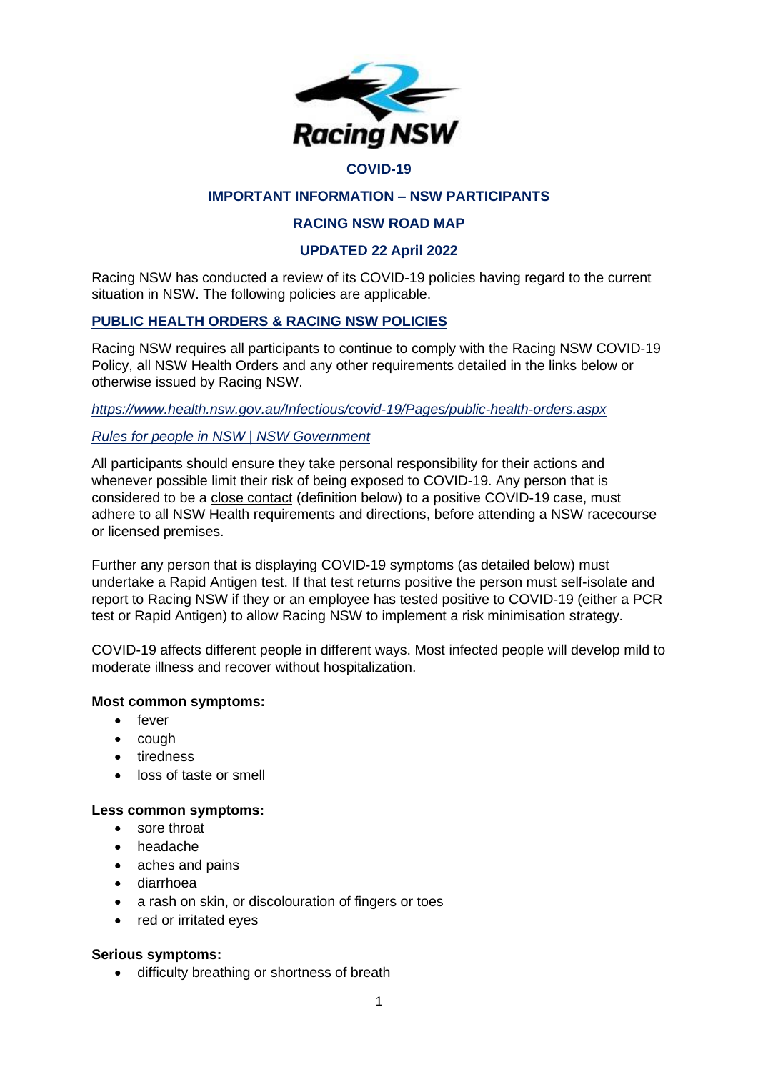**COVID-19**

**IMPORTANT INFORMATION – NSW PARTICIPANTS**

**RACING NSW ROAD MAP**

**UPDATED 22 April 2022**

Racing NSW has conducted a review of its COVID-19 policies having regard to the current situation in NSW. The following policies are applicable.

## PUBLIC HEALTH ORDERS & RACING NSW POLICIES

Racing NSW requires all participants to continue to comply with the Racing NSW COVID-19 Policy, all NSW Health Orders and any other requirements detailed in the links below or otherwise issued by Racing NSW.

*https://www.health.nsw.gov.au/Infectious/covid-19/Pages/public-health-orders.aspx*

*Rules for people in NSW | NSW Government*

All participants should ensure they take personal responsibility for their actions and whenever possible limit their risk of being exposed to COVID-19. Any person that is considered to be a close contact (definition below) to a positive COVID-19 case, must adhere to all NSW Health requirements and directions, before attending a NSW racecourse or licensed premises.

Further any person that is displaying COVID-19 symptoms (as detailed below) must undertake a Rapid Antigen test. If that test returns positive the person must self-isolate and report to Racing NSW if they or an employee has tested positive to COVID-19 (either a PCR test or Rapid Antigen) to allow Racing NSW to implement a risk minimisation strategy.

COVID-19 affects different people in different ways. Most infected people will develop mild to moderate illness and recover without hospitalization.

**Most common symptoms:**

- fever
- cough
- tiredness
- loss of taste or smell

**Less common symptoms:**

- sore throat
- headache
- aches and pains
- diarrhoea
- a rash on skin, or discolouration of fingers or toes
- red or irritated eyes

**Serious symptoms:**

- difficulty breathing or shortness of breath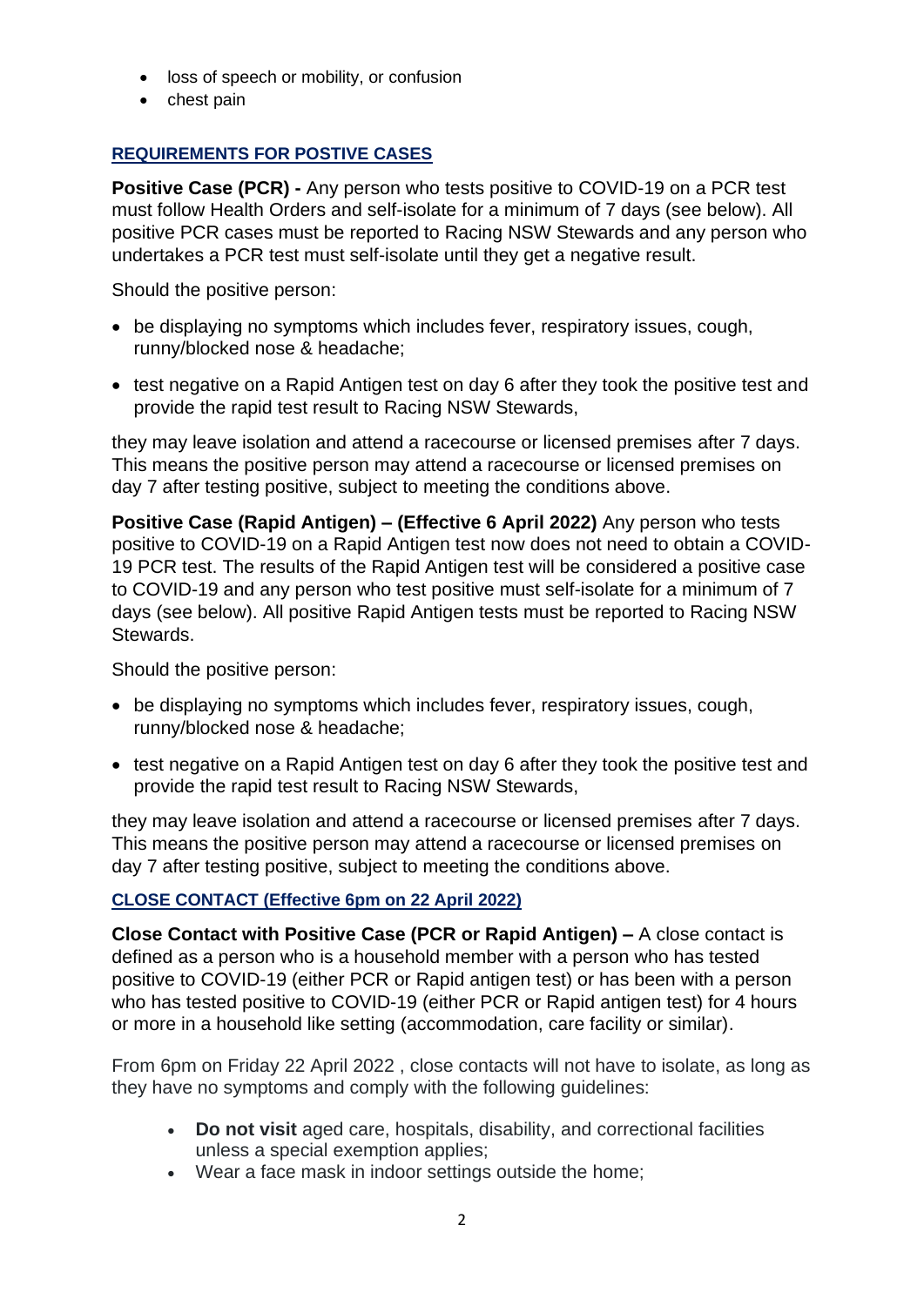- loss of speech or mobility, or confusion
- chest pain

## REQUIREMENTS FOR POSTIVE CASES

**Positive Case (PCR) -** Any person who tests positive to COVID-19 on a PCR test must follow Health Orders and self-isolate for a minimum of 7 days (see below). All positive PCR cases must be reported to Racing NSW Stewards and any person who undertakes a PCR test must self-isolate until they get a negative result.

Should the positive person:

- be displaying no symptoms which includes fever, respiratory issues, cough, runny/blocked nose & headache;
- test negative on a Rapid Antigen test on day 6 after they took the positive test and provide the rapid test result to Racing NSW Stewards,

they may leave isolation and attend a racecourse or licensed premises after 7 days. This means the positive person may attend a racecourse or licensed premises on day 7 after testing positive, subject to meeting the conditions above.

**Positive Case (Rapid Antigen) – (Effective 6 April 2022)** Any person who tests positive to COVID-19 on a Rapid Antigen test now does not need to obtain a COVID-19 PCR test. The results of the Rapid Antigen test will be considered a positive case to COVID-19 and any person who test positive must self-isolate for a minimum of 7 days (see below). All positive Rapid Antigen tests must be reported to Racing NSW Stewards.

Should the positive person:

- be displaying no symptoms which includes fever, respiratory issues, cough, runny/blocked nose & headache;
- test negative on a Rapid Antigen test on day 6 after they took the positive test and provide the rapid test result to Racing NSW Stewards,

they may leave isolation and attend a racecourse or licensed premises after 7 days. This means the positive person may attend a racecourse or licensed premises on day 7 after testing positive, subject to meeting the conditions above.

## CLOSE CONTACT (Effective 6pm on 22 April 2022)

**Close Contact with Positive Case (PCR or Rapid Antigen) –** A close contact is defined as a person who is a household member with a person who has tested positive to COVID-19 (either PCR or Rapid antigen test) or has been with a person who has tested positive to COVID-19 (either PCR or Rapid antigen test) for 4 hours or more in a household like setting (accommodation, care facility or similar).

From 6pm on Friday 22 April 2022 , close contacts will not have to isolate, as long as they have no symptoms and comply with the following guidelines:

- **Do not visit** aged care, hospitals, disability, and correctional facilities unless a special exemption applies;
- Wear a face mask in indoor settings outside the home;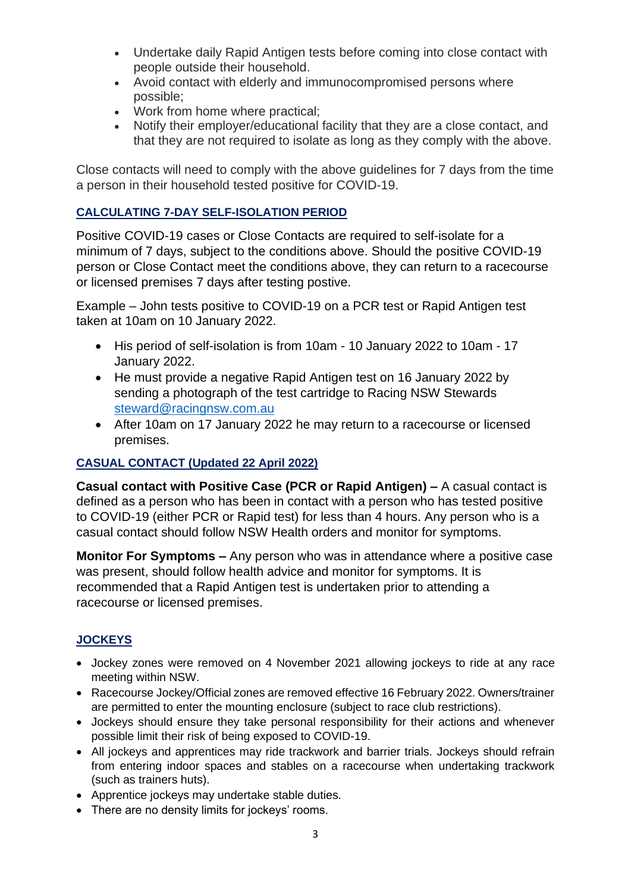- Undertake daily Rapid Antigen tests before coming into close contact with people outside their household.
- Avoid contact with elderly and immunocompromised persons where possible;
- Work from home where practical;
- Notify their employer/educational facility that they are a close contact, and that they are not required to isolate as long as they comply with the above.

Close contacts will need to comply with the above guidelines for 7 days from the time a person in their household tested positive for COVID-19.

## CALCULATING 7-DAY SELF-ISOLATION PERIOD

Positive COVID-19 cases or Close Contacts are required to self-isolate for a minimum of 7 days, subject to the conditions above. Should the positive COVID-19 person or Close Contact meet the conditions above, they can return to a racecourse or licensed premises 7 days after testing postive.

Example – John tests positive to COVID-19 on a PCR test or Rapid Antigen test taken at 10am on 10 January 2022.

- His period of self-isolation is from 10am - 10 January 2022 to 10am - 17 January 2022.
- He must provide a negative Rapid Antigen test on 16 January 2022 by sending a photograph of the test cartridge to Racing NSW Stewards steward@racingnsw.com.au
- After 10am on 17 January 2022 he may return to a racecourse or licensed premises.

## CASUAL CONTACT (Updated 22 April 2022)

**Casual contact with Positive Case (PCR or Rapid Antigen) –** A casual contact is defined as a person who has been in contact with a person who has tested positive to COVID-19 (either PCR or Rapid test) for less than 4 hours. Any person who is a casual contact should follow NSW Health orders and monitor for symptoms.

**Monitor For Symptoms –** Any person who was in attendance where a positive case was present, should follow health advice and monitor for symptoms. It is recommended that a Rapid Antigen test is undertaken prior to attending a racecourse or licensed premises.

## JOCKEYS

- Jockey zones were removed on 4 November 2021 allowing jockeys to ride at any race meeting within NSW.
- Racecourse Jockey/Official zones are removed effective 16 February 2022. Owners/trainer are permitted to enter the mounting enclosure (subject to race club restrictions).
- Jockeys should ensure they take personal responsibility for their actions and whenever possible limit their risk of being exposed to COVID-19.
- All jockeys and apprentices may ride trackwork and barrier trials. Jockeys should refrain from entering indoor spaces and stables on a racecourse when undertaking trackwork (such as trainers huts).
- Apprentice jockeys may undertake stable duties.
- There are no density limits for jockeys' rooms.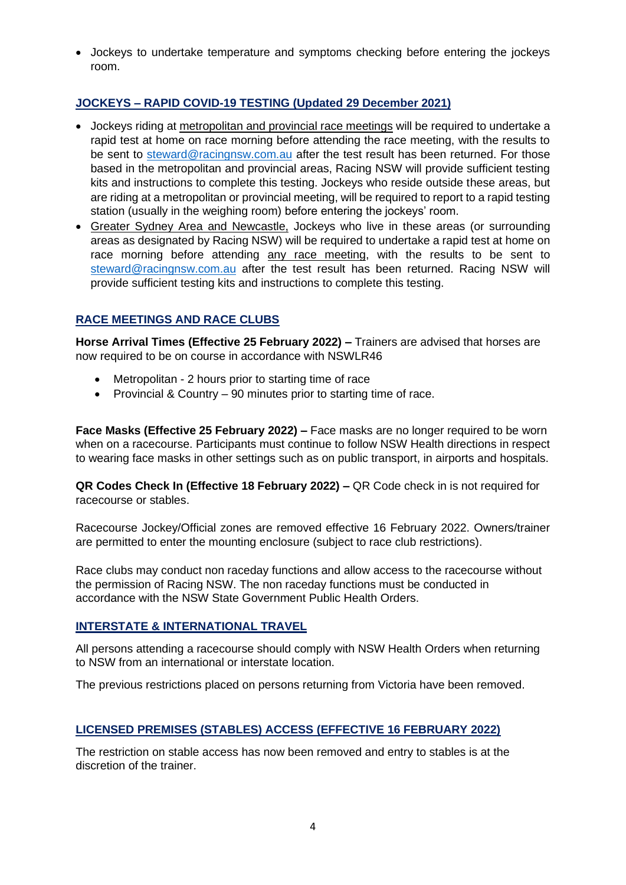- Jockeys to undertake temperature and symptoms checking before entering the jockeys room.

## JOCKEYS – RAPID COVID-19 TESTING (Updated 29 December 2021)

- Jockeys riding at metropolitan and provincial race meetings will be required to undertake a rapid test at home on race morning before attending the race meeting, with the results to be sent to steward@racingnsw.com.au after the test result has been returned. For those based in the metropolitan and provincial areas, Racing NSW will provide sufficient testing kits and instructions to complete this testing. Jockeys who reside outside these areas, but are riding at a metropolitan or provincial meeting, will be required to report to a rapid testing station (usually in the weighing room) before entering the jockeys' room.
- Greater Sydney Area and Newcastle, Jockeys who live in these areas (or surrounding areas as designated by Racing NSW) will be required to undertake a rapid test at home on race morning before attending any race meeting, with the results to be sent to steward@racingnsw.com.au after the test result has been returned. Racing NSW will provide sufficient testing kits and instructions to complete this testing.

## RACE MEETINGS AND RACE CLUBS

**Horse Arrival Times (Effective 25 February 2022) –** Trainers are advised that horses are now required to be on course in accordance with NSWLR46

- Metropolitan - 2 hours prior to starting time of race
- Provincial & Country – 90 minutes prior to starting time of race.

**Face Masks (Effective 25 February 2022) –** Face masks are no longer required to be worn when on a racecourse. Participants must continue to follow NSW Health directions in respect to wearing face masks in other settings such as on public transport, in airports and hospitals.

**QR Codes Check In (Effective 18 February 2022) –** QR Code check in is not required for racecourse or stables.

Racecourse Jockey/Official zones are removed effective 16 February 2022. Owners/trainer are permitted to enter the mounting enclosure (subject to race club restrictions).

Race clubs may conduct non raceday functions and allow access to the racecourse without the permission of Racing NSW. The non raceday functions must be conducted in accordance with the NSW State Government Public Health Orders.

## INTERSTATE & INTERNATIONAL TRAVEL

All persons attending a racecourse should comply with NSW Health Orders when returning to NSW from an international or interstate location.

The previous restrictions placed on persons returning from Victoria have been removed.

## LICENSED PREMISES (STABLES) ACCESS (EFFECTIVE 16 FEBRUARY 2022)

The restriction on stable access has now been removed and entry to stables is at the discretion of the trainer.